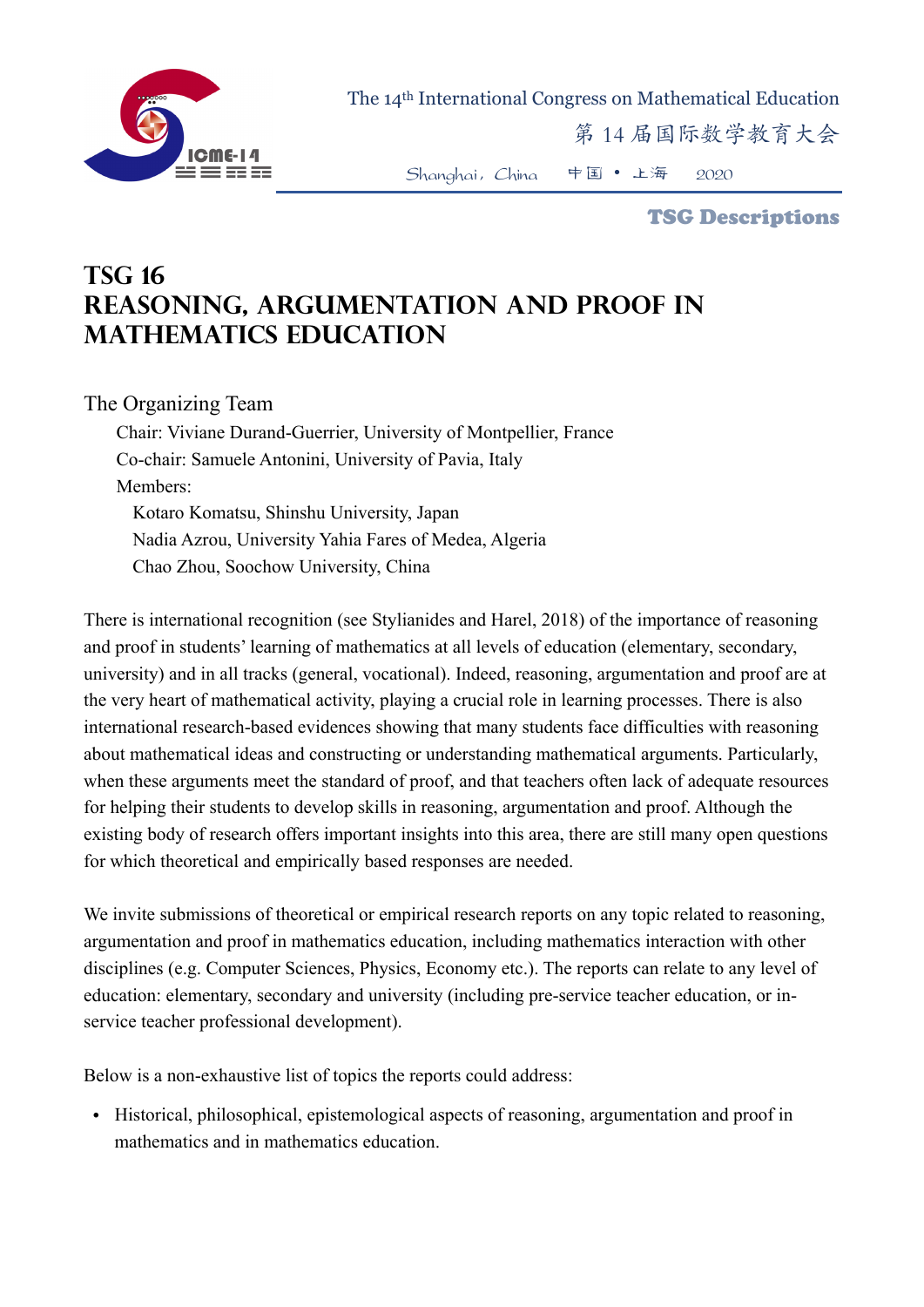The 14th International Congress on Mathematical Education

第 14 届国际数学教育大会

Shanghai, China 中国 • 上海 2020

**TSG Descriptions**

# TSG 16
# REASONING, ARGUMENTATION AND PROOF IN MATHEMATICS EDUCATION

## The Organizing Team

Chair: Viviane Durand-Guerrier, University of Montpellier, France

Co-chair: Samuele Antonini, University of Pavia, Italy

Members:

- Kotaro Komatsu, Shinshu University, Japan
- Nadia Azrou, University Yahia Fares of Medea, Algeria
- Chao Zhou, Soochow University, China

There is international recognition (see Stylianides and Harel, 2018) of the importance of reasoning and proof in students' learning of mathematics at all levels of education (elementary, secondary, university) and in all tracks (general, vocational). Indeed, reasoning, argumentation and proof are at the very heart of mathematical activity, playing a crucial role in learning processes. There is also international research-based evidences showing that many students face difficulties with reasoning about mathematical ideas and constructing or understanding mathematical arguments. Particularly, when these arguments meet the standard of proof, and that teachers often lack of adequate resources for helping their students to develop skills in reasoning, argumentation and proof. Although the existing body of research offers important insights into this area, there are still many open questions for which theoretical and empirically based responses are needed.

We invite submissions of theoretical or empirical research reports on any topic related to reasoning, argumentation and proof in mathematics education, including mathematics interaction with other disciplines (e.g. Computer Sciences, Physics, Economy etc.). The reports can relate to any level of education: elementary, secondary and university (including pre-service teacher education, or in-service teacher professional development).

Below is a non-exhaustive list of topics the reports could address:

- Historical, philosophical, epistemological aspects of reasoning, argumentation and proof in mathematics and in mathematics education.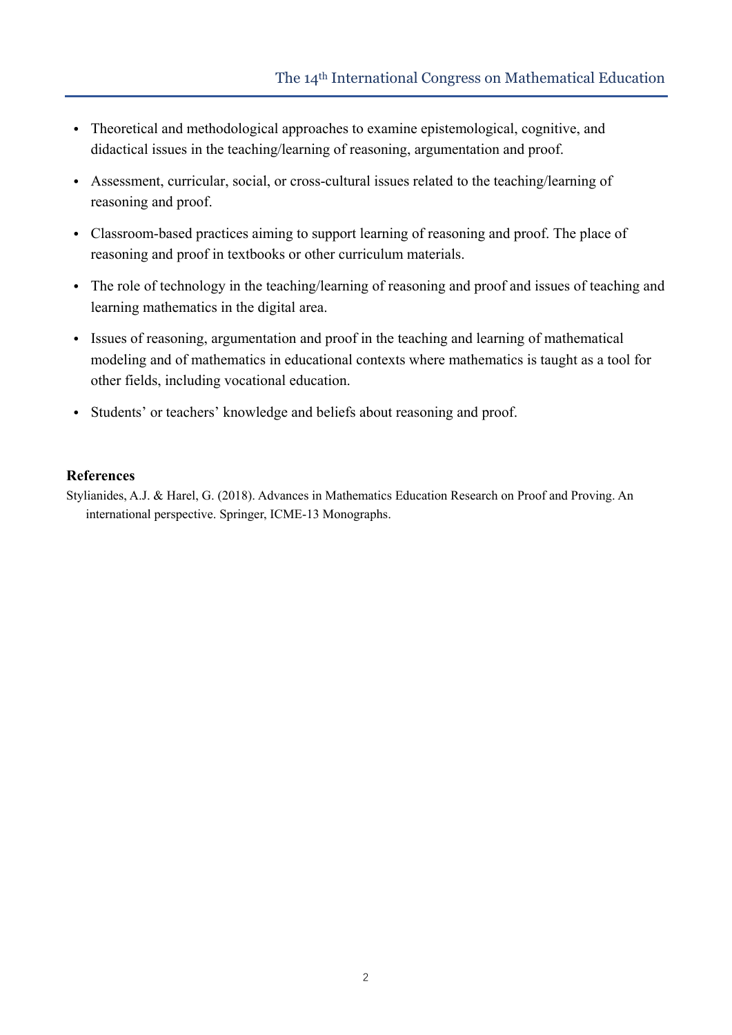- Theoretical and methodological approaches to examine epistemological, cognitive, and didactical issues in the teaching/learning of reasoning, argumentation and proof.
- Assessment, curricular, social, or cross-cultural issues related to the teaching/learning of reasoning and proof.
- Classroom-based practices aiming to support learning of reasoning and proof. The place of reasoning and proof in textbooks or other curriculum materials.
- The role of technology in the teaching/learning of reasoning and proof and issues of teaching and learning mathematics in the digital area.
- Issues of reasoning, argumentation and proof in the teaching and learning of mathematical modeling and of mathematics in educational contexts where mathematics is taught as a tool for other fields, including vocational education.
- Students' or teachers' knowledge and beliefs about reasoning and proof.

**References**

Stylianides, A.J. & Harel, G. (2018). Advances in Mathematics Education Research on Proof and Proving. An international perspective. Springer, ICME-13 Monographs.